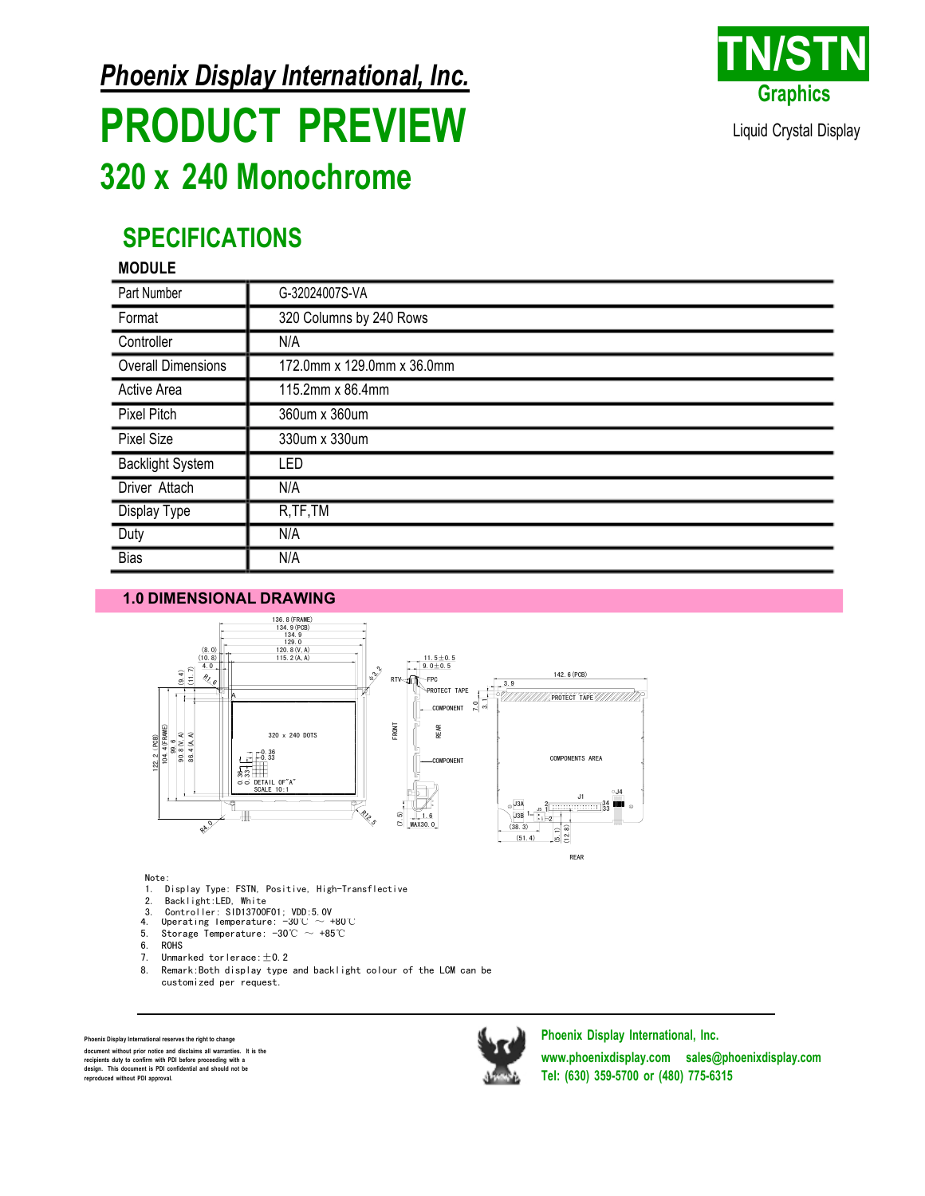*Phoenix Display International, Inc.*

# PRODUCT PREVIEW

## 320 x 240 Monochrome

**TN/STN**
**Graphics**
Liquid Crystal Display

## SPECIFICATIONS

**MODULE**

| Part Number | G-32024007S-VA |
|---|---|
| Format | 320 Columns by 240 Rows |
| Controller | N/A |
| Overall Dimensions | 172.0mm x 129.0mm x 36.0mm |
| Active Area | 115.2mm x 86.4mm |
| Pixel Pitch | 360um x 360um |
| Pixel Size | 330um x 330um |
| Backlight System | LED |
| Driver Attach | N/A |
| Display Type | R,TF,TM |
| Duty | N/A |
| Bias | N/A |

### 1.0 DIMENSIONAL DRAWING

Note:

1. Display Type: FSTN, Positive, High-Transflective
2. Backlight:LED, White
3. Controller: SID13700F01; VDD:5.0V
4. Operating Temperature: -30℃ ～ +80℃
5. Storage Temperature: -30℃ ～ +85℃
6. ROHS
7. Unmarked torlerace: ±0.2
8. Remark:Both display type and backlight colour of the LCM can be customized per request.

Phoenix Display International reserves the right to change document without prior notice and disclaims all warranties. It is the recipients duty to confirm with PDI before proceeding with a design. This document is PDI confidential and shall not be reproduced without PDI approval.

Phoenix Display International, Inc.
www.phoenixdisplay.com sales@phoenixdisplay.com
Tel: (630) 359-5700 or (480) 775-6315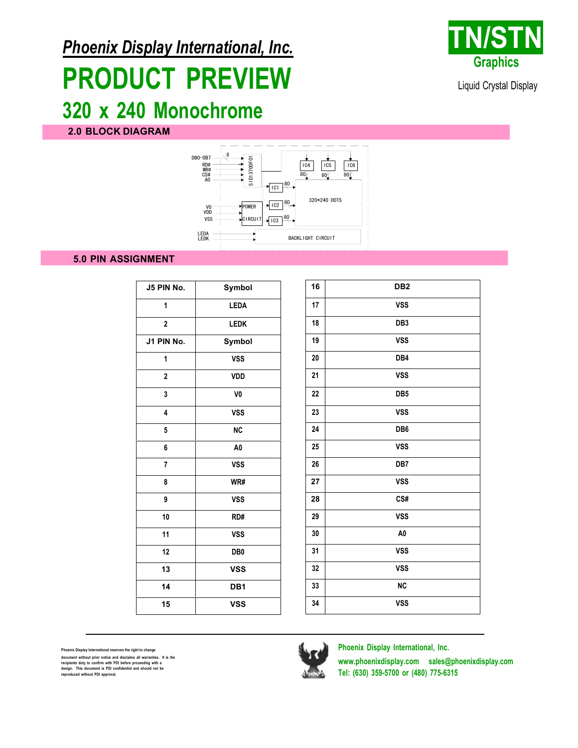*Phoenix Display International, Inc.*

# PRODUCT PREVIEW

## 320 x 240 Monochrome

TN/STN Graphics

Liquid Crystal Display

## 2.0 BLOCK DIAGRAM

DB0-DB7
8
RD#
WR#
CS#
A0
SID13700F01
IC4
IC5
IC6
80
80
80
IC1
80
320*240 DOTS
V0
VDD
VSS
POWER
CIRCUIT
IC2
80
IC3
80
LEDA
LEDK
BACKLIGHT CIRCUIT

## 5.0 PIN ASSIGNMENT

| J5 PIN No. | Symbol |
|---|---|
| 1 | LEDA |
| 2 | LEDK |
| **J1 PIN No.** | **Symbol** |
| 1 | VSS |
| 2 | VDD |
| 3 | V0 |
| 4 | VSS |
| 5 | NC |
| 6 | A0 |
| 7 | VSS |
| 8 | WR# |
| 9 | VSS |
| 10 | RD# |
| 11 | VSS |
| 12 | DB0 |
| 13 | VSS |
| 14 | DB1 |
| 15 | VSS |
| 16 | DB2 |
| 17 | VSS |
| 18 | DB3 |
| 19 | VSS |
| 20 | DB4 |
| 21 | VSS |
| 22 | DB5 |
| 23 | VSS |
| 24 | DB6 |
| 25 | VSS |
| 26 | DB7 |
| 27 | VSS |
| 28 | CS# |
| 29 | VSS |
| 30 | A0 |
| 31 | VSS |
| 32 | VSS |
| 33 | NC |
| 34 | VSS |

Phoenix Display International reserves the right to change document without prior notice and disclaims all warranties. It is the recipients duty to confirm with PDI before proceeding with a design. This document is PDI confidential and should not be reproduced without PDI approval.

Phoenix Display International, Inc.
www.phoenixdisplay.com sales@phoenixdisplay.com
Tel: (630) 359-5700 or (480) 775-6315